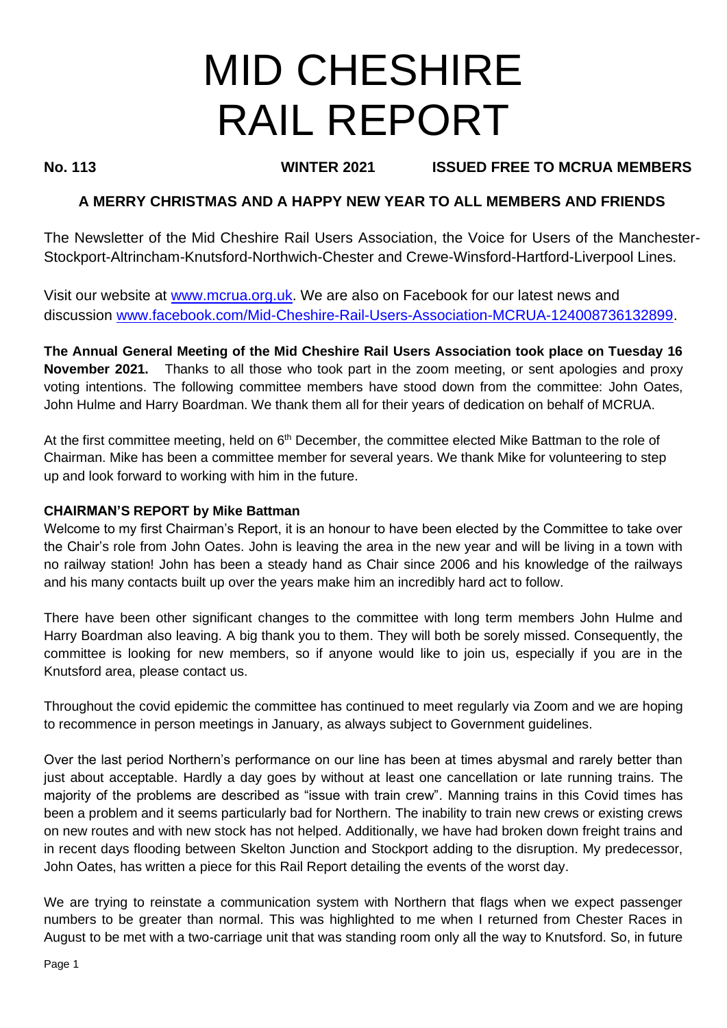# MID CHESHIRE RAIL REPORT

**No. 113** **WINTER 2021** **ISSUED FREE TO MCRUA MEMBERS**

**A MERRY CHRISTMAS AND A HAPPY NEW YEAR TO ALL MEMBERS AND FRIENDS**

The Newsletter of the Mid Cheshire Rail Users Association, the Voice for Users of the Manchester-Stockport-Altrincham-Knutsford-Northwich-Chester and Crewe-Winsford-Hartford-Liverpool Lines.

Visit our website at www.mcrua.org.uk. We are also on Facebook for our latest news and discussion www.facebook.com/Mid-Cheshire-Rail-Users-Association-MCRUA-124008736132899.

**The Annual General Meeting of the Mid Cheshire Rail Users Association took place on Tuesday 16 November 2021.** Thanks to all those who took part in the zoom meeting, or sent apologies and proxy voting intentions. The following committee members have stood down from the committee: John Oates, John Hulme and Harry Boardman. We thank them all for their years of dedication on behalf of MCRUA.

At the first committee meeting, held on 6th December, the committee elected Mike Battman to the role of Chairman. Mike has been a committee member for several years. We thank Mike for volunteering to step up and look forward to working with him in the future.

**CHAIRMAN'S REPORT by Mike Battman**

Welcome to my first Chairman's Report, it is an honour to have been elected by the Committee to take over the Chair's role from John Oates. John is leaving the area in the new year and will be living in a town with no railway station! John has been a steady hand as Chair since 2006 and his knowledge of the railways and his many contacts built up over the years make him an incredibly hard act to follow.

There have been other significant changes to the committee with long term members John Hulme and Harry Boardman also leaving. A big thank you to them. They will both be sorely missed. Consequently, the committee is looking for new members, so if anyone would like to join us, especially if you are in the Knutsford area, please contact us.

Throughout the covid epidemic the committee has continued to meet regularly via Zoom and we are hoping to recommence in person meetings in January, as always subject to Government guidelines.

Over the last period Northern's performance on our line has been at times abysmal and rarely better than just about acceptable. Hardly a day goes by without at least one cancellation or late running trains. The majority of the problems are described as "issue with train crew". Manning trains in this Covid times has been a problem and it seems particularly bad for Northern. The inability to train new crews or existing crews on new routes and with new stock has not helped. Additionally, we have had broken down freight trains and in recent days flooding between Skelton Junction and Stockport adding to the disruption. My predecessor, John Oates, has written a piece for this Rail Report detailing the events of the worst day.

We are trying to reinstate a communication system with Northern that flags when we expect passenger numbers to be greater than normal. This was highlighted to me when I returned from Chester Races in August to be met with a two-carriage unit that was standing room only all the way to Knutsford. So, in future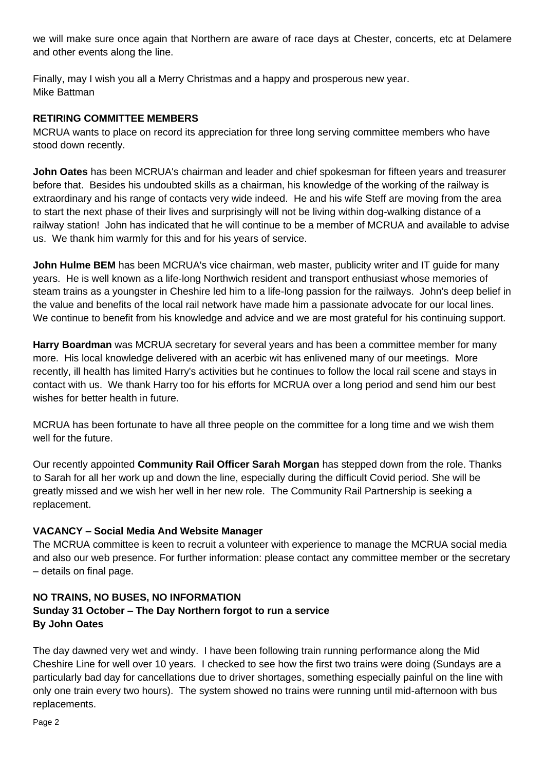we will make sure once again that Northern are aware of race days at Chester, concerts, etc at Delamere and other events along the line.

Finally, may I wish you all a Merry Christmas and a happy and prosperous new year.
Mike Battman

## RETIRING COMMITTEE MEMBERS

MCRUA wants to place on record its appreciation for three long serving committee members who have stood down recently.

**John Oates** has been MCRUA's chairman and leader and chief spokesman for fifteen years and treasurer before that. Besides his undoubted skills as a chairman, his knowledge of the working of the railway is extraordinary and his range of contacts very wide indeed. He and his wife Steff are moving from the area to start the next phase of their lives and surprisingly will not be living within dog-walking distance of a railway station! John has indicated that he will continue to be a member of MCRUA and available to advise us. We thank him warmly for this and for his years of service.

**John Hulme BEM** has been MCRUA's vice chairman, web master, publicity writer and IT guide for many years. He is well known as a life-long Northwich resident and transport enthusiast whose memories of steam trains as a youngster in Cheshire led him to a life-long passion for the railways. John's deep belief in the value and benefits of the local rail network have made him a passionate advocate for our local lines. We continue to benefit from his knowledge and advice and we are most grateful for his continuing support.

**Harry Boardman** was MCRUA secretary for several years and has been a committee member for many more. His local knowledge delivered with an acerbic wit has enlivened many of our meetings. More recently, ill health has limited Harry's activities but he continues to follow the local rail scene and stays in contact with us. We thank Harry too for his efforts for MCRUA over a long period and send him our best wishes for better health in future.

MCRUA has been fortunate to have all three people on the committee for a long time and we wish them well for the future.

Our recently appointed **Community Rail Officer Sarah Morgan** has stepped down from the role. Thanks to Sarah for all her work up and down the line, especially during the difficult Covid period. She will be greatly missed and we wish her well in her new role. The Community Rail Partnership is seeking a replacement.

## VACANCY – Social Media And Website Manager

The MCRUA committee is keen to recruit a volunteer with experience to manage the MCRUA social media and also our web presence. For further information: please contact any committee member or the secretary – details on final page.

## NO TRAINS, NO BUSES, NO INFORMATION

**Sunday 31 October – The Day Northern forgot to run a service**
**By John Oates**

The day dawned very wet and windy. I have been following train running performance along the Mid Cheshire Line for well over 10 years. I checked to see how the first two trains were doing (Sundays are a particularly bad day for cancellations due to driver shortages, something especially painful on the line with only one train every two hours). The system showed no trains were running until mid-afternoon with bus replacements.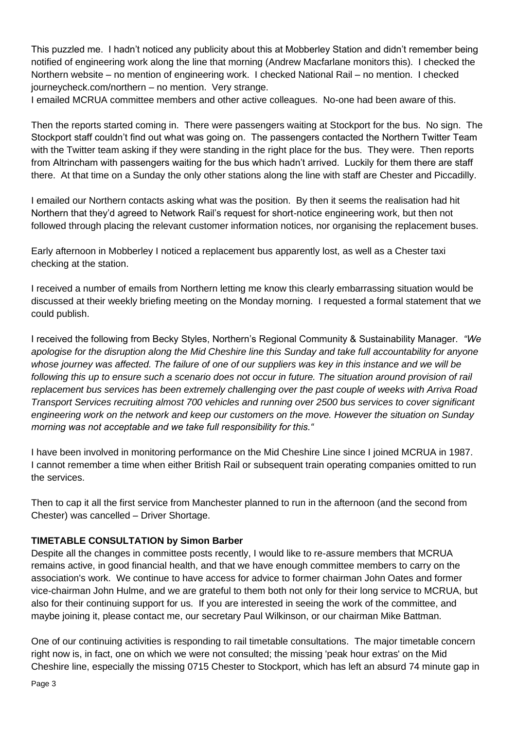This puzzled me. I hadn't noticed any publicity about this at Mobberley Station and didn't remember being notified of engineering work along the line that morning (Andrew Macfarlane monitors this). I checked the Northern website – no mention of engineering work. I checked National Rail – no mention. I checked journeycheck.com/northern – no mention. Very strange.

I emailed MCRUA committee members and other active colleagues. No-one had been aware of this.

Then the reports started coming in. There were passengers waiting at Stockport for the bus. No sign. The Stockport staff couldn't find out what was going on. The passengers contacted the Northern Twitter Team with the Twitter team asking if they were standing in the right place for the bus. They were. Then reports from Altrincham with passengers waiting for the bus which hadn't arrived. Luckily for them there are staff there. At that time on a Sunday the only other stations along the line with staff are Chester and Piccadilly.

I emailed our Northern contacts asking what was the position. By then it seems the realisation had hit Northern that they'd agreed to Network Rail's request for short-notice engineering work, but then not followed through placing the relevant customer information notices, nor organising the replacement buses.

Early afternoon in Mobberley I noticed a replacement bus apparently lost, as well as a Chester taxi checking at the station.

I received a number of emails from Northern letting me know this clearly embarrassing situation would be discussed at their weekly briefing meeting on the Monday morning. I requested a formal statement that we could publish.

I received the following from Becky Styles, Northern's Regional Community & Sustainability Manager. *"We apologise for the disruption along the Mid Cheshire line this Sunday and take full accountability for anyone whose journey was affected. The failure of one of our suppliers was key in this instance and we will be following this up to ensure such a scenario does not occur in future. The situation around provision of rail replacement bus services has been extremely challenging over the past couple of weeks with Arriva Road Transport Services recruiting almost 700 vehicles and running over 2500 bus services to cover significant engineering work on the network and keep our customers on the move. However the situation on Sunday morning was not acceptable and we take full responsibility for this."*

I have been involved in monitoring performance on the Mid Cheshire Line since I joined MCRUA in 1987. I cannot remember a time when either British Rail or subsequent train operating companies omitted to run the services.

Then to cap it all the first service from Manchester planned to run in the afternoon (and the second from Chester) was cancelled – Driver Shortage.

**TIMETABLE CONSULTATION by Simon Barber**

Despite all the changes in committee posts recently, I would like to re-assure members that MCRUA remains active, in good financial health, and that we have enough committee members to carry on the association's work. We continue to have access for advice to former chairman John Oates and former vice-chairman John Hulme, and we are grateful to them both not only for their long service to MCRUA, but also for their continuing support for us. If you are interested in seeing the work of the committee, and maybe joining it, please contact me, our secretary Paul Wilkinson, or our chairman Mike Battman.

One of our continuing activities is responding to rail timetable consultations. The major timetable concern right now is, in fact, one on which we were not consulted; the missing 'peak hour extras' on the Mid Cheshire line, especially the missing 0715 Chester to Stockport, which has left an absurd 74 minute gap in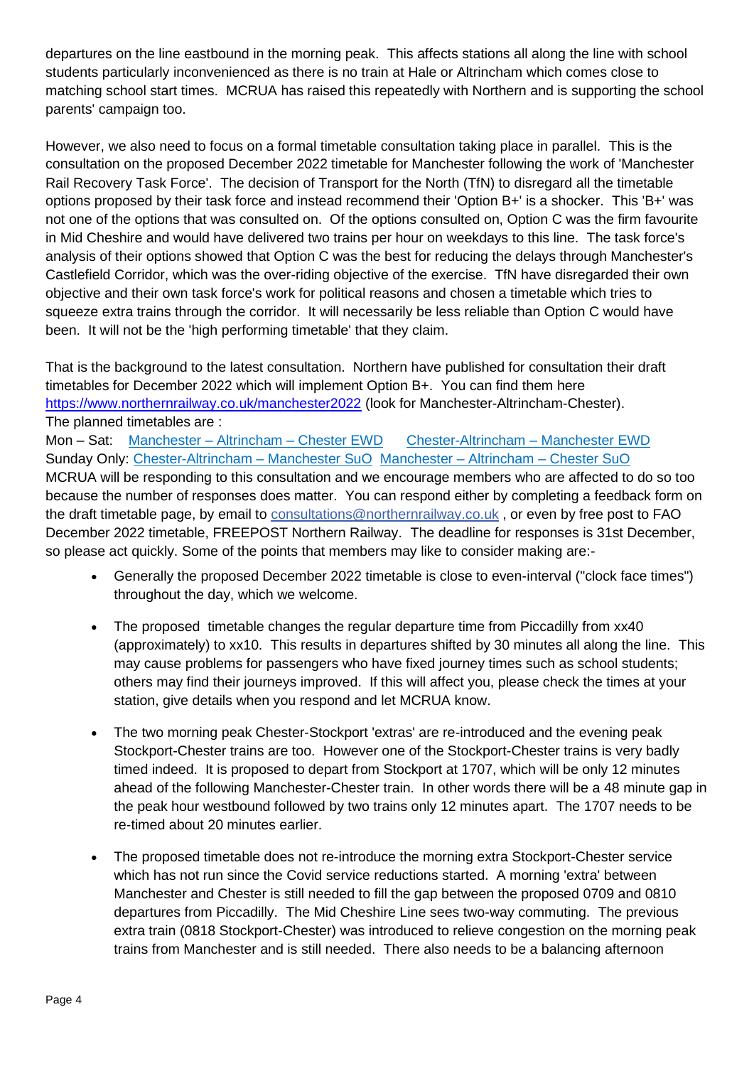departures on the line eastbound in the morning peak. This affects stations all along the line with school students particularly inconvenienced as there is no train at Hale or Altrincham which comes close to matching school start times. MCRUA has raised this repeatedly with Northern and is supporting the school parents' campaign too.

However, we also need to focus on a formal timetable consultation taking place in parallel. This is the consultation on the proposed December 2022 timetable for Manchester following the work of 'Manchester Rail Recovery Task Force'. The decision of Transport for the North (TfN) to disregard all the timetable options proposed by their task force and instead recommend their 'Option B+' is a shocker. This 'B+' was not one of the options that was consulted on. Of the options consulted on, Option C was the firm favourite in Mid Cheshire and would have delivered two trains per hour on weekdays to this line. The task force's analysis of their options showed that Option C was the best for reducing the delays through Manchester's Castlefield Corridor, which was the over-riding objective of the exercise. TfN have disregarded their own objective and their own task force's work for political reasons and chosen a timetable which tries to squeeze extra trains through the corridor. It will necessarily be less reliable than Option C would have been. It will not be the 'high performing timetable' that they claim.

That is the background to the latest consultation. Northern have published for consultation their draft timetables for December 2022 which will implement Option B+. You can find them here https://www.northernrailway.co.uk/manchester2022 (look for Manchester-Altrincham-Chester).
The planned timetables are :
Mon – Sat: Manchester – Altrincham – Chester EWD   Chester-Altrincham – Manchester EWD
Sunday Only: Chester-Altrincham – Manchester SuO  Manchester – Altrincham – Chester SuO
MCRUA will be responding to this consultation and we encourage members who are affected to do so too because the number of responses does matter. You can respond either by completing a feedback form on the draft timetable page, by email to consultations@northernrailway.co.uk , or even by free post to FAO December 2022 timetable, FREEPOST Northern Railway. The deadline for responses is 31st December, so please act quickly. Some of the points that members may like to consider making are:-

- Generally the proposed December 2022 timetable is close to even-interval ("clock face times") throughout the day, which we welcome.

- The proposed timetable changes the regular departure time from Piccadilly from xx40 (approximately) to xx10. This results in departures shifted by 30 minutes all along the line. This may cause problems for passengers who have fixed journey times such as school students; others may find their journeys improved. If this will affect you, please check the times at your station, give details when you respond and let MCRUA know.

- The two morning peak Chester-Stockport 'extras' are re-introduced and the evening peak Stockport-Chester trains are too. However one of the Stockport-Chester trains is very badly timed indeed. It is proposed to depart from Stockport at 1707, which will be only 12 minutes ahead of the following Manchester-Chester train. In other words there will be a 48 minute gap in the peak hour westbound followed by two trains only 12 minutes apart. The 1707 needs to be re-timed about 20 minutes earlier.

- The proposed timetable does not re-introduce the morning extra Stockport-Chester service which has not run since the Covid service reductions started. A morning 'extra' between Manchester and Chester is still needed to fill the gap between the proposed 0709 and 0810 departures from Piccadilly. The Mid Cheshire Line sees two-way commuting. The previous extra train (0818 Stockport-Chester) was introduced to relieve congestion on the morning peak trains from Manchester and is still needed. There also needs to be a balancing afternoon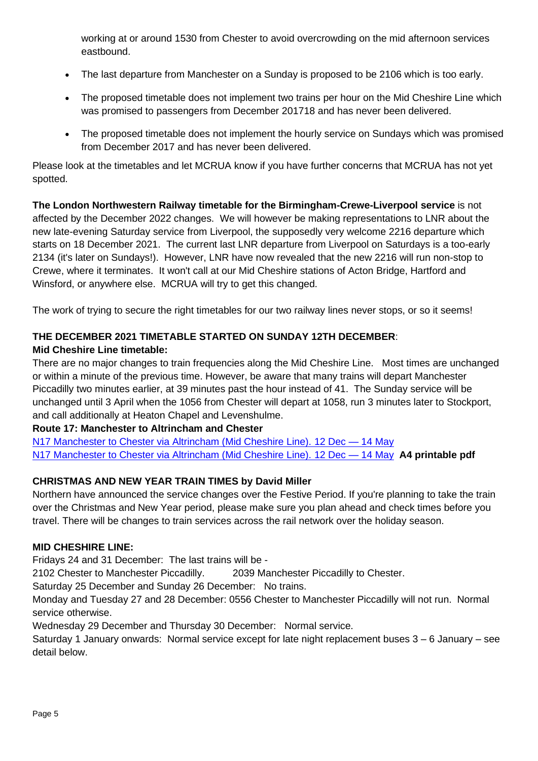working at or around 1530 from Chester to avoid overcrowding on the mid afternoon services eastbound.

- The last departure from Manchester on a Sunday is proposed to be 2106 which is too early.
- The proposed timetable does not implement two trains per hour on the Mid Cheshire Line which was promised to passengers from December 201718 and has never been delivered.
- The proposed timetable does not implement the hourly service on Sundays which was promised from December 2017 and has never been delivered.

Please look at the timetables and let MCRUA know if you have further concerns that MCRUA has not yet spotted.

**The London Northwestern Railway timetable for the Birmingham-Crewe-Liverpool service** is not affected by the December 2022 changes. We will however be making representations to LNR about the new late-evening Saturday service from Liverpool, the supposedly very welcome 2216 departure which starts on 18 December 2021. The current last LNR departure from Liverpool on Saturdays is a too-early 2134 (it's later on Sundays!). However, LNR have now revealed that the new 2216 will run non-stop to Crewe, where it terminates. It won't call at our Mid Cheshire stations of Acton Bridge, Hartford and Winsford, or anywhere else. MCRUA will try to get this changed.

The work of trying to secure the right timetables for our two railway lines never stops, or so it seems!

**THE DECEMBER 2021 TIMETABLE STARTED ON SUNDAY 12TH DECEMBER**:

**Mid Cheshire Line timetable:**

There are no major changes to train frequencies along the Mid Cheshire Line. Most times are unchanged or within a minute of the previous time. However, be aware that many trains will depart Manchester Piccadilly two minutes earlier, at 39 minutes past the hour instead of 41. The Sunday service will be unchanged until 3 April when the 1056 from Chester will depart at 1058, run 3 minutes later to Stockport, and call additionally at Heaton Chapel and Levenshulme.

**Route 17: Manchester to Altrincham and Chester**

N17 Manchester to Chester via Altrincham (Mid Cheshire Line). 12 Dec — 14 May

N17 Manchester to Chester via Altrincham (Mid Cheshire Line). 12 Dec — 14 May **A4 printable pdf**

**CHRISTMAS AND NEW YEAR TRAIN TIMES by David Miller**

Northern have announced the service changes over the Festive Period. If you're planning to take the train over the Christmas and New Year period, please make sure you plan ahead and check times before you travel. There will be changes to train services across the rail network over the holiday season.

**MID CHESHIRE LINE:**

Fridays 24 and 31 December: The last trains will be -

2102 Chester to Manchester Piccadilly. 2039 Manchester Piccadilly to Chester.

Saturday 25 December and Sunday 26 December: No trains.

Monday and Tuesday 27 and 28 December: 0556 Chester to Manchester Piccadilly will not run. Normal service otherwise.

Wednesday 29 December and Thursday 30 December: Normal service.

Saturday 1 January onwards: Normal service except for late night replacement buses 3 – 6 January – see detail below.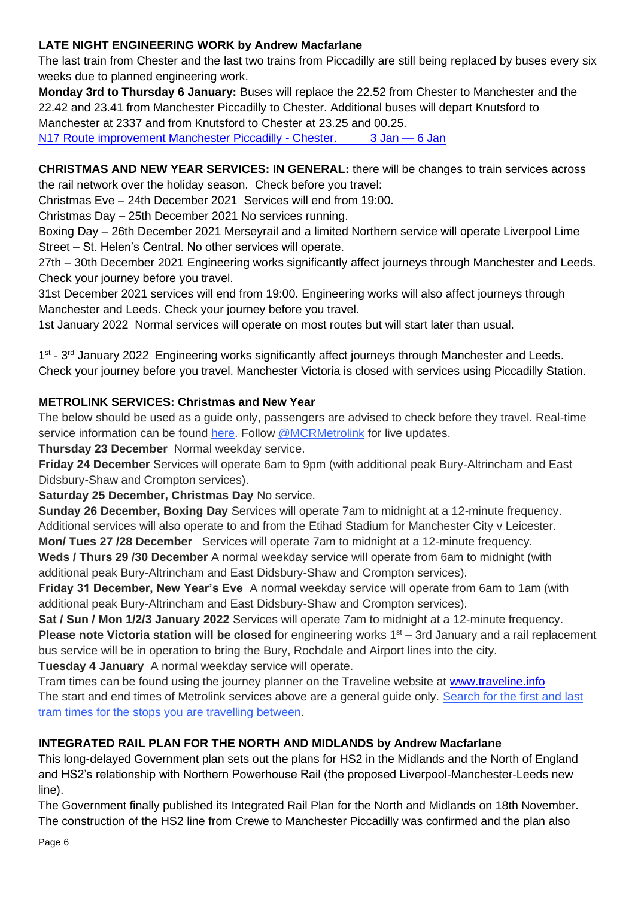**LATE NIGHT ENGINEERING WORK by Andrew Macfarlane**

The last train from Chester and the last two trains from Piccadilly are still being replaced by buses every six weeks due to planned engineering work.

**Monday 3rd to Thursday 6 January:** Buses will replace the 22.52 from Chester to Manchester and the 22.42 and 23.41 from Manchester Piccadilly to Chester. Additional buses will depart Knutsford to Manchester at 2337 and from Knutsford to Chester at 23.25 and 00.25.

[N17 Route improvement Manchester Piccadilly - Chester. 3 Jan — 6 Jan]

**CHRISTMAS AND NEW YEAR SERVICES: IN GENERAL:** there will be changes to train services across the rail network over the holiday season. Check before you travel:

Christmas Eve – 24th December 2021 Services will end from 19:00.

Christmas Day – 25th December 2021 No services running.

Boxing Day – 26th December 2021 Merseyrail and a limited Northern service will operate Liverpool Lime Street – St. Helen's Central. No other services will operate.

27th – 30th December 2021 Engineering works significantly affect journeys through Manchester and Leeds. Check your journey before you travel.

31st December 2021 services will end from 19:00. Engineering works will also affect journeys through Manchester and Leeds. Check your journey before you travel.

1st January 2022 Normal services will operate on most routes but will start later than usual.

1st - 3rd January 2022 Engineering works significantly affect journeys through Manchester and Leeds. Check your journey before you travel. Manchester Victoria is closed with services using Piccadilly Station.

**METROLINK SERVICES: Christmas and New Year**

The below should be used as a guide only, passengers are advised to check before they travel. Real-time service information can be found here. Follow @MCRMetrolink for live updates.

**Thursday 23 December** Normal weekday service.

**Friday 24 December** Services will operate 6am to 9pm (with additional peak Bury-Altrincham and East Didsbury-Shaw and Crompton services).

**Saturday 25 December, Christmas Day** No service.

**Sunday 26 December, Boxing Day** Services will operate 7am to midnight at a 12-minute frequency. Additional services will also operate to and from the Etihad Stadium for Manchester City v Leicester.

**Mon/ Tues 27 /28 December** Services will operate 7am to midnight at a 12-minute frequency.

**Weds / Thurs 29 /30 December** A normal weekday service will operate from 6am to midnight (with additional peak Bury-Altrincham and East Didsbury-Shaw and Crompton services).

**Friday 31 December, New Year's Eve** A normal weekday service will operate from 6am to 1am (with additional peak Bury-Altrincham and East Didsbury-Shaw and Crompton services).

**Sat / Sun / Mon 1/2/3 January 2022** Services will operate 7am to midnight at a 12-minute frequency.

**Please note Victoria station will be closed** for engineering works 1st – 3rd January and a rail replacement bus service will be in operation to bring the Bury, Rochdale and Airport lines into the city.

**Tuesday 4 January** A normal weekday service will operate.

Tram times can be found using the journey planner on the Traveline website at www.traveline.info

The start and end times of Metrolink services above are a general guide only. Search for the first and last tram times for the stops you are travelling between.

**INTEGRATED RAIL PLAN FOR THE NORTH AND MIDLANDS by Andrew Macfarlane**

This long-delayed Government plan sets out the plans for HS2 in the Midlands and the North of England and HS2's relationship with Northern Powerhouse Rail (the proposed Liverpool-Manchester-Leeds new line).

The Government finally published its Integrated Rail Plan for the North and Midlands on 18th November. The construction of the HS2 line from Crewe to Manchester Piccadilly was confirmed and the plan also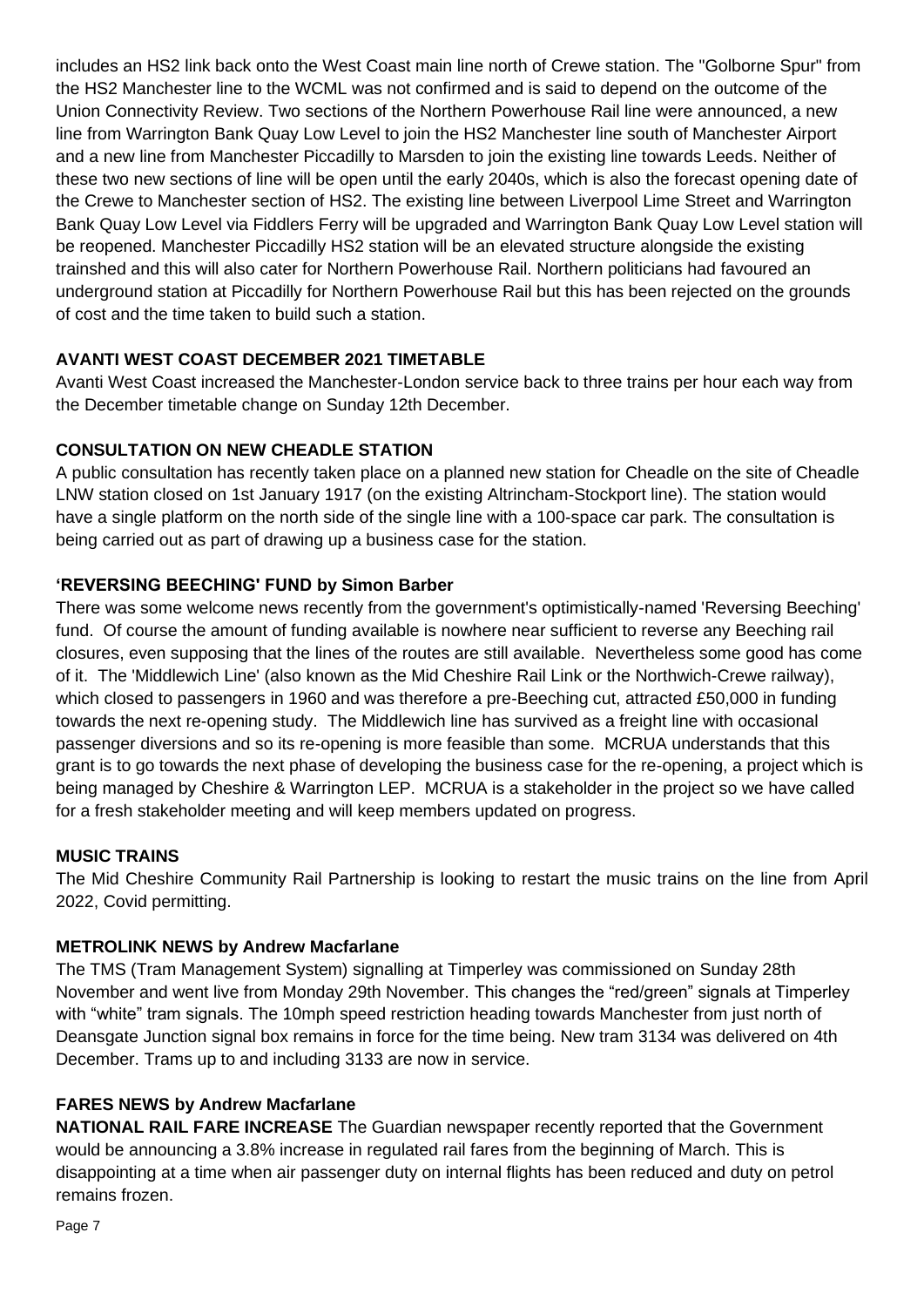includes an HS2 link back onto the West Coast main line north of Crewe station. The "Golborne Spur" from the HS2 Manchester line to the WCML was not confirmed and is said to depend on the outcome of the Union Connectivity Review. Two sections of the Northern Powerhouse Rail line were announced, a new line from Warrington Bank Quay Low Level to join the HS2 Manchester line south of Manchester Airport and a new line from Manchester Piccadilly to Marsden to join the existing line towards Leeds. Neither of these two new sections of line will be open until the early 2040s, which is also the forecast opening date of the Crewe to Manchester section of HS2. The existing line between Liverpool Lime Street and Warrington Bank Quay Low Level via Fiddlers Ferry will be upgraded and Warrington Bank Quay Low Level station will be reopened. Manchester Piccadilly HS2 station will be an elevated structure alongside the existing trainshed and this will also cater for Northern Powerhouse Rail. Northern politicians had favoured an underground station at Piccadilly for Northern Powerhouse Rail but this has been rejected on the grounds of cost and the time taken to build such a station.

### AVANTI WEST COAST DECEMBER 2021 TIMETABLE

Avanti West Coast increased the Manchester-London service back to three trains per hour each way from the December timetable change on Sunday 12th December.

### CONSULTATION ON NEW CHEADLE STATION

A public consultation has recently taken place on a planned new station for Cheadle on the site of Cheadle LNW station closed on 1st January 1917 (on the existing Altrincham-Stockport line). The station would have a single platform on the north side of the single line with a 100-space car park. The consultation is being carried out as part of drawing up a business case for the station.

### 'REVERSING BEECHING' FUND by Simon Barber

There was some welcome news recently from the government's optimistically-named 'Reversing Beeching' fund. Of course the amount of funding available is nowhere near sufficient to reverse any Beeching rail closures, even supposing that the lines of the routes are still available. Nevertheless some good has come of it. The 'Middlewich Line' (also known as the Mid Cheshire Rail Link or the Northwich-Crewe railway), which closed to passengers in 1960 and was therefore a pre-Beeching cut, attracted £50,000 in funding towards the next re-opening study. The Middlewich line has survived as a freight line with occasional passenger diversions and so its re-opening is more feasible than some. MCRUA understands that this grant is to go towards the next phase of developing the business case for the re-opening, a project which is being managed by Cheshire & Warrington LEP. MCRUA is a stakeholder in the project so we have called for a fresh stakeholder meeting and will keep members updated on progress.

### MUSIC TRAINS

The Mid Cheshire Community Rail Partnership is looking to restart the music trains on the line from April 2022, Covid permitting.

### METROLINK NEWS by Andrew Macfarlane

The TMS (Tram Management System) signalling at Timperley was commissioned on Sunday 28th November and went live from Monday 29th November. This changes the "red/green" signals at Timperley with "white" tram signals. The 10mph speed restriction heading towards Manchester from just north of Deansgate Junction signal box remains in force for the time being. New tram 3134 was delivered on 4th December. Trams up to and including 3133 are now in service.

### FARES NEWS by Andrew Macfarlane

**NATIONAL RAIL FARE INCREASE** The Guardian newspaper recently reported that the Government would be announcing a 3.8% increase in regulated rail fares from the beginning of March. This is disappointing at a time when air passenger duty on internal flights has been reduced and duty on petrol remains frozen.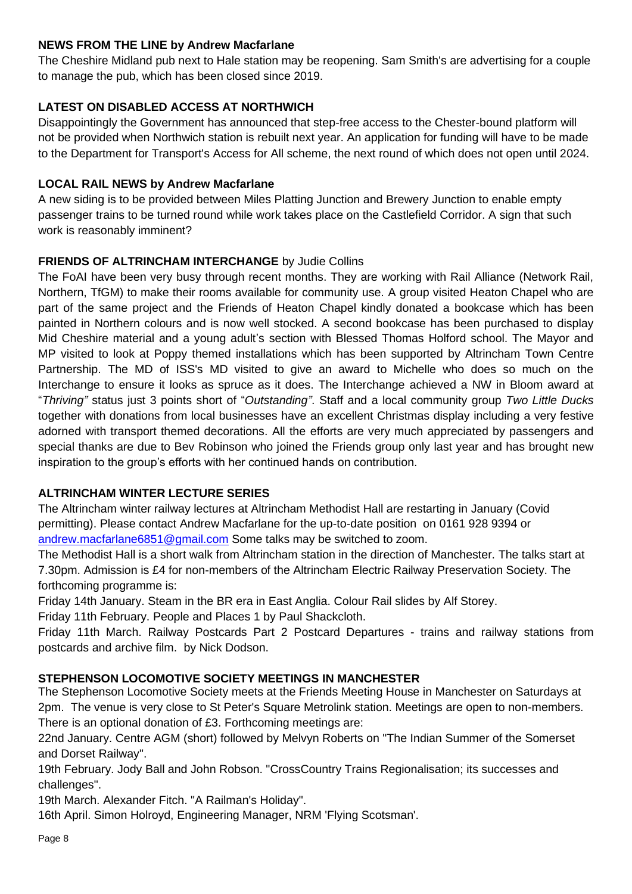**NEWS FROM THE LINE by Andrew Macfarlane**

The Cheshire Midland pub next to Hale station may be reopening. Sam Smith's are advertising for a couple to manage the pub, which has been closed since 2019.

**LATEST ON DISABLED ACCESS AT NORTHWICH**

Disappointingly the Government has announced that step-free access to the Chester-bound platform will not be provided when Northwich station is rebuilt next year. An application for funding will have to be made to the Department for Transport's Access for All scheme, the next round of which does not open until 2024.

**LOCAL RAIL NEWS by Andrew Macfarlane**

A new siding is to be provided between Miles Platting Junction and Brewery Junction to enable empty passenger trains to be turned round while work takes place on the Castlefield Corridor. A sign that such work is reasonably imminent?

**FRIENDS OF ALTRINCHAM INTERCHANGE** by Judie Collins

The FoAI have been very busy through recent months. They are working with Rail Alliance (Network Rail, Northern, TfGM) to make their rooms available for community use. A group visited Heaton Chapel who are part of the same project and the Friends of Heaton Chapel kindly donated a bookcase which has been painted in Northern colours and is now well stocked. A second bookcase has been purchased to display Mid Cheshire material and a young adult's section with Blessed Thomas Holford school. The Mayor and MP visited to look at Poppy themed installations which has been supported by Altrincham Town Centre Partnership. The MD of ISS's MD visited to give an award to Michelle who does so much on the Interchange to ensure it looks as spruce as it does. The Interchange achieved a NW in Bloom award at "*Thriving"* status just 3 points short of "*Outstanding"*. Staff and a local community group *Two Little Ducks* together with donations from local businesses have an excellent Christmas display including a very festive adorned with transport themed decorations. All the efforts are very much appreciated by passengers and special thanks are due to Bev Robinson who joined the Friends group only last year and has brought new inspiration to the group's efforts with her continued hands on contribution.

**ALTRINCHAM WINTER LECTURE SERIES**

The Altrincham winter railway lectures at Altrincham Methodist Hall are restarting in January (Covid permitting). Please contact Andrew Macfarlane for the up-to-date position on 0161 928 9394 or andrew.macfarlane6851@gmail.com Some talks may be switched to zoom.

The Methodist Hall is a short walk from Altrincham station in the direction of Manchester. The talks start at 7.30pm. Admission is £4 for non-members of the Altrincham Electric Railway Preservation Society. The forthcoming programme is:

Friday 14th January. Steam in the BR era in East Anglia. Colour Rail slides by Alf Storey.

Friday 11th February. People and Places 1 by Paul Shackcloth.

Friday 11th March. Railway Postcards Part 2 Postcard Departures - trains and railway stations from postcards and archive film. by Nick Dodson.

**STEPHENSON LOCOMOTIVE SOCIETY MEETINGS IN MANCHESTER**

The Stephenson Locomotive Society meets at the Friends Meeting House in Manchester on Saturdays at 2pm. The venue is very close to St Peter's Square Metrolink station. Meetings are open to non-members. There is an optional donation of £3. Forthcoming meetings are:

22nd January. Centre AGM (short) followed by Melvyn Roberts on "The Indian Summer of the Somerset and Dorset Railway".

19th February. Jody Ball and John Robson. "CrossCountry Trains Regionalisation; its successes and challenges".

19th March. Alexander Fitch. "A Railman's Holiday".

16th April. Simon Holroyd, Engineering Manager, NRM 'Flying Scotsman'.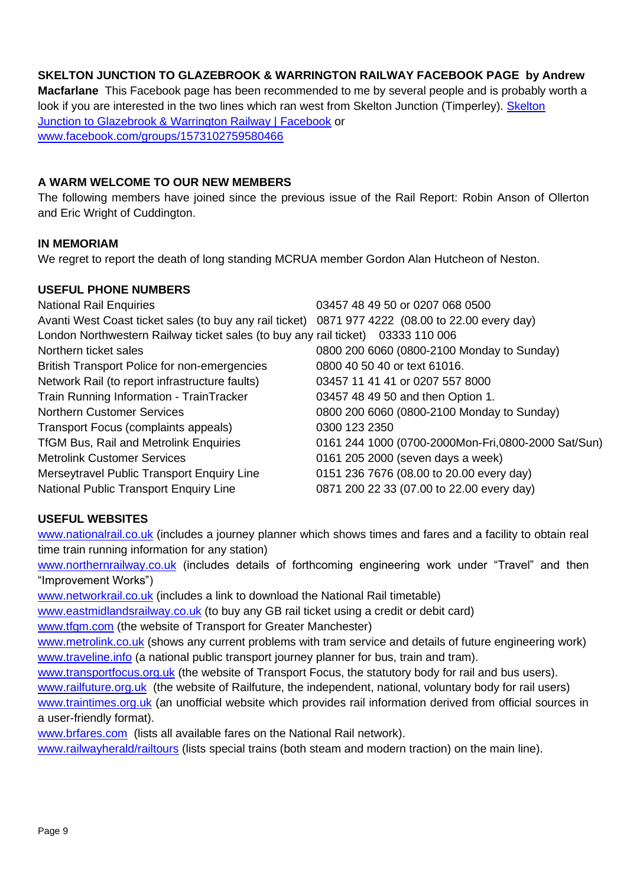**SKELTON JUNCTION TO GLAZEBROOK & WARRINGTON RAILWAY FACEBOOK PAGE by Andrew Macfarlane** This Facebook page has been recommended to me by several people and is probably worth a look if you are interested in the two lines which ran west from Skelton Junction (Timperley). [Skelton Junction to Glazebrook & Warrington Railway | Facebook] or www.facebook.com/groups/1573102759580466

## A WARM WELCOME TO OUR NEW MEMBERS

The following members have joined since the previous issue of the Rail Report: Robin Anson of Ollerton and Eric Wright of Cuddington.

## IN MEMORIAM

We regret to report the death of long standing MCRUA member Gordon Alan Hutcheon of Neston.

## USEFUL PHONE NUMBERS

| | |
|---|---|
| National Rail Enquiries | 03457 48 49 50 or 0207 068 0500 |
| Avanti West Coast ticket sales (to buy any rail ticket) | 0871 977 4222 (08.00 to 22.00 every day) |
| London Northwestern Railway ticket sales (to buy any rail ticket) | 03333 110 006 |
| Northern ticket sales | 0800 200 6060 (0800-2100 Monday to Sunday) |
| British Transport Police for non-emergencies | 0800 40 50 40 or text 61016. |
| Network Rail (to report infrastructure faults) | 03457 11 41 41 or 0207 557 8000 |
| Train Running Information - TrainTracker | 03457 48 49 50 and then Option 1. |
| Northern Customer Services | 0800 200 6060 (0800-2100 Monday to Sunday) |
| Transport Focus (complaints appeals) | 0300 123 2350 |
| TfGM Bus, Rail and Metrolink Enquiries | 0161 244 1000 (0700-2000Mon-Fri,0800-2000 Sat/Sun) |
| Metrolink Customer Services | 0161 205 2000 (seven days a week) |
| Merseytravel Public Transport Enquiry Line | 0151 236 7676 (08.00 to 20.00 every day) |
| National Public Transport Enquiry Line | 0871 200 22 33 (07.00 to 22.00 every day) |

## USEFUL WEBSITES

www.nationalrail.co.uk (includes a journey planner which shows times and fares and a facility to obtain real time train running information for any station)

www.northernrailway.co.uk (includes details of forthcoming engineering work under "Travel" and then "Improvement Works")

www.networkrail.co.uk (includes a link to download the National Rail timetable)

www.eastmidlandsrailway.co.uk (to buy any GB rail ticket using a credit or debit card)

www.tfgm.com (the website of Transport for Greater Manchester)

www.metrolink.co.uk (shows any current problems with tram service and details of future engineering work)

www.traveline.info (a national public transport journey planner for bus, train and tram).

www.transportfocus.org.uk (the website of Transport Focus, the statutory body for rail and bus users).

www.railfuture.org.uk (the website of Railfuture, the independent, national, voluntary body for rail users)

www.traintimes.org.uk (an unofficial website which provides rail information derived from official sources in a user-friendly format).

www.brfares.com (lists all available fares on the National Rail network).

www.railwayherald/railtours (lists special trains (both steam and modern traction) on the main line).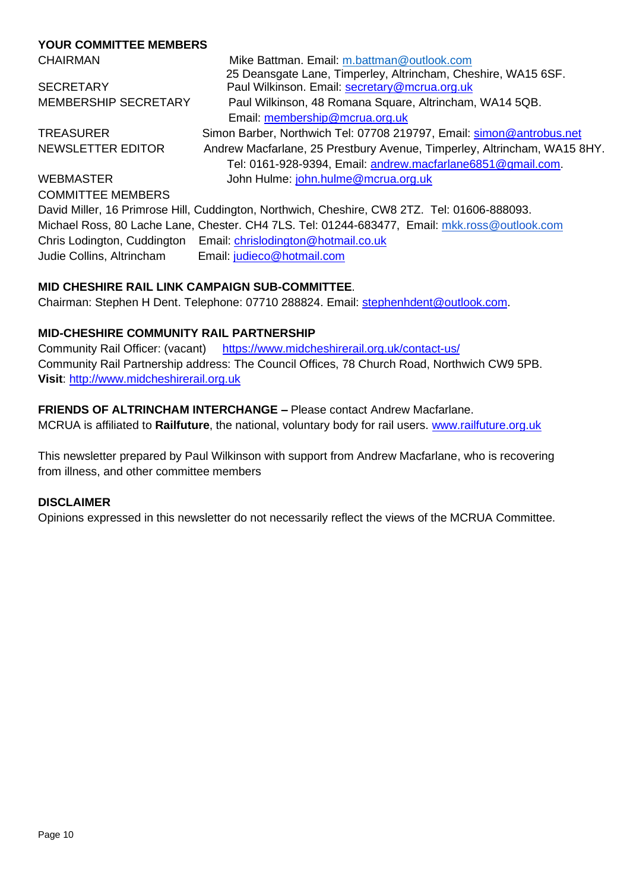**YOUR COMMITTEE MEMBERS**

CHAIRMAN — Mike Battman. Email: m.battman@outlook.com
25 Deansgate Lane, Timperley, Altrincham, Cheshire, WA15 6SF.

SECRETARY — Paul Wilkinson. Email: secretary@mcrua.org.uk

MEMBERSHIP SECRETARY — Paul Wilkinson, 48 Romana Square, Altrincham, WA14 5QB.
Email: membership@mcrua.org.uk

TREASURER — Simon Barber, Northwich Tel: 07708 219797, Email: simon@antrobus.net

NEWSLETTER EDITOR — Andrew Macfarlane, 25 Prestbury Avenue, Timperley, Altrincham, WA15 8HY.
Tel: 0161-928-9394, Email: andrew.macfarlane6851@gmail.com.

WEBMASTER — John Hulme: john.hulme@mcrua.org.uk

COMMITTEE MEMBERS

David Miller, 16 Primrose Hill, Cuddington, Northwich, Cheshire, CW8 2TZ. Tel: 01606-888093.
Michael Ross, 80 Lache Lane, Chester. CH4 7LS. Tel: 01244-683477, Email: mkk.ross@outlook.com
Chris Lodington, Cuddington Email: chrislodington@hotmail.co.uk
Judie Collins, Altrincham Email: judieco@hotmail.com

**MID CHESHIRE RAIL LINK CAMPAIGN SUB-COMMITTEE**.
Chairman: Stephen H Dent. Telephone: 07710 288824. Email: stephenhdent@outlook.com.

**MID-CHESHIRE COMMUNITY RAIL PARTNERSHIP**
Community Rail Officer: (vacant) https://www.midcheshirerail.org.uk/contact-us/
Community Rail Partnership address: The Council Offices, 78 Church Road, Northwich CW9 5PB.
**Visit**: http://www.midcheshirerail.org.uk

**FRIENDS OF ALTRINCHAM INTERCHANGE –** Please contact Andrew Macfarlane.
MCRUA is affiliated to **Railfuture**, the national, voluntary body for rail users. www.railfuture.org.uk

This newsletter prepared by Paul Wilkinson with support from Andrew Macfarlane, who is recovering from illness, and other committee members

**DISCLAIMER**
Opinions expressed in this newsletter do not necessarily reflect the views of the MCRUA Committee.